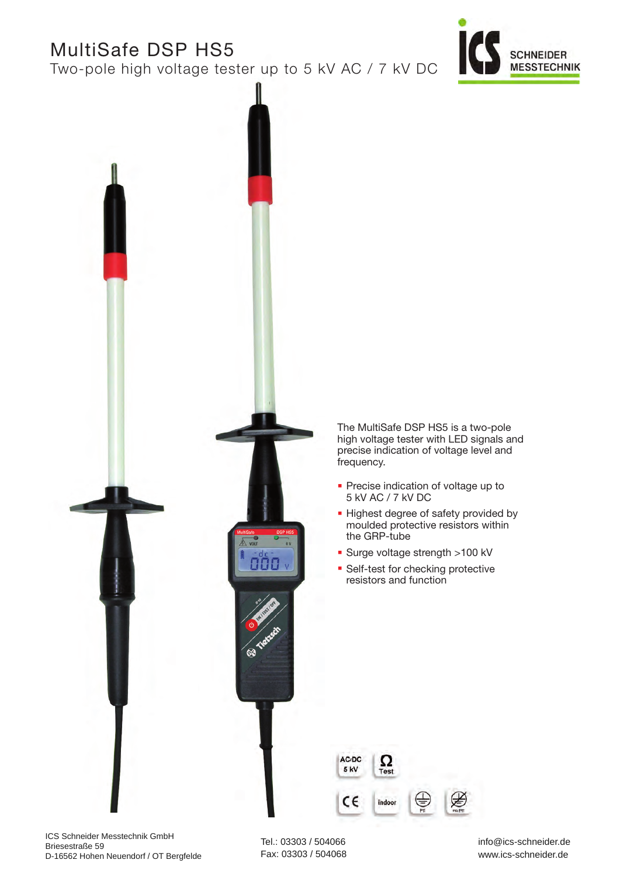# MultiSafe DSP HS5

## Two-pole high voltage tester up to 5 kV AC / 7 kV DC

ICS SCHNEIDER MESSTECHNIK

The MultiSafe DSP HS5 is a two-pole high voltage tester with LED signals and precise indication of voltage level and frequency.

- Precise indication of voltage up to 5 kV AC / 7 kV DC
- Highest degree of safety provided by moulded protective resistors within the GRP-tube
- Surge voltage strength >100 kV
- Self-test for checking protective resistors and function

AC/DC 5 kV

Ω Test

CE

indoor

ICS Schneider Messtechnik GmbH
Briesestraße 59
D-16562 Hohen Neuendorf / OT Bergfelde

Tel.: 03303 / 504066
Fax: 03303 / 504068

info@ics-schneider.de
www.ics-schneider.de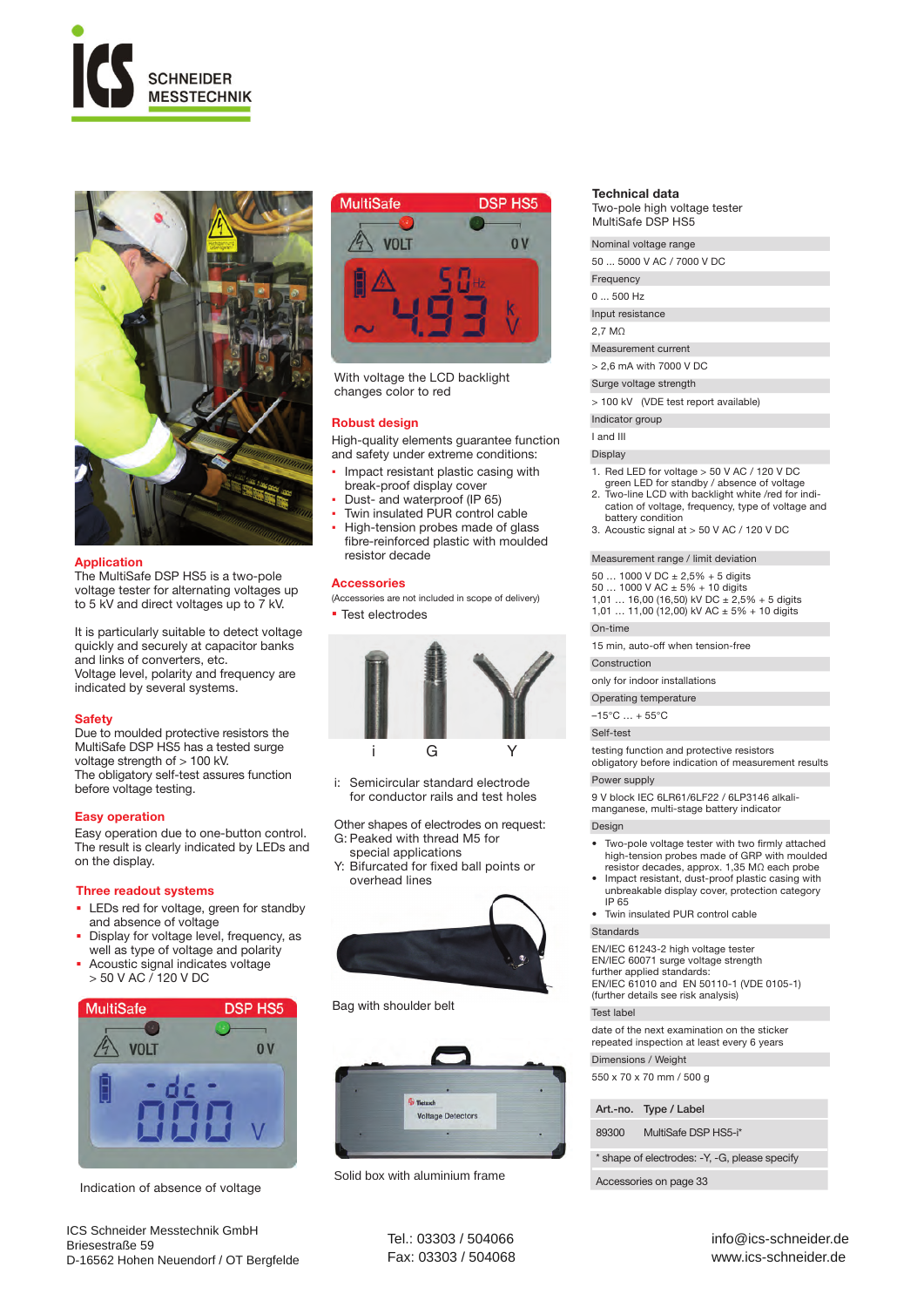ICS SCHNEIDER MESSTECHNIK

## Application

The MultiSafe DSP HS5 is a two-pole voltage tester for alternating voltages up to 5 kV and direct voltages up to 7 kV.

It is particularly suitable to detect voltage quickly and securely at capacitor banks and links of converters, etc.
Voltage level, polarity and frequency are indicated by several systems.

## Safety

Due to moulded protective resistors the MultiSafe DSP HS5 has a tested surge voltage strength of > 100 kV.
The obligatory self-test assures function before voltage testing.

## Easy operation

Easy operation due to one-button control. The result is clearly indicated by LEDs and on the display.

## Three readout systems

- LEDs red for voltage, green for standby and absence of voltage
- Display for voltage level, frequency, as well as type of voltage and polarity
- Acoustic signal indicates voltage > 50 V AC / 120 V DC

Indication of absence of voltage

With voltage the LCD backlight changes color to red

## Robust design

High-quality elements guarantee function and safety under extreme conditions:

- Impact resistant plastic casing with break-proof display cover
- Dust- and waterproof (IP 65)
- Twin insulated PUR control cable
- High-tension probes made of glass fibre-reinforced plastic with moulded resistor decade

## Accessories

(Accessories are not included in scope of delivery)

- Test electrodes

i G Y

i: Semicircular standard electrode for conductor rails and test holes

Other shapes of electrodes on request:
G: Peaked with thread M5 for special applications
Y: Bifurcated for fixed ball points or overhead lines

Bag with shoulder belt

Solid box with aluminium frame

## Technical data

Two-pole high voltage tester
MultiSafe DSP HS5

**Nominal voltage range**
50 ... 5000 V AC / 7000 V DC

**Frequency**
0 ... 500 Hz

**Input resistance**
2,7 MΩ

**Measurement current**
> 2,6 mA with 7000 V DC

**Surge voltage strength**
> 100 kV (VDE test report available)

**Indicator group**
I and III

**Display**

1. Red LED for voltage > 50 V AC / 120 V DC green LED for standby / absence of voltage
2. Two-line LCD with backlight white /red for indication of voltage, frequency, type of voltage and battery condition
3. Acoustic signal at > 50 V AC / 120 V DC

**Measurement range / limit deviation**
50 … 1000 V DC ± 2,5% + 5 digits
50 … 1000 V AC ± 5% + 10 digits
1,01 … 16,00 (16,50) kV DC ± 2,5% + 5 digits
1,01 … 11,00 (12,00) kV AC ± 5% + 10 digits

**On-time**
15 min, auto-off when tension-free

**Construction**
only for indoor installations

**Operating temperature**
–15°C … + 55°C

**Self-test**
testing function and protective resistors obligatory before indication of measurement results

**Power supply**
9 V block IEC 6LR61/6LF22 / 6LP3146 alkali-manganese, multi-stage battery indicator

**Design**

- Two-pole voltage tester with two firmly attached high-tension probes made of GRP with moulded resistor decades, approx. 1,35 MΩ each probe
- Impact resistant, dust-proof plastic casing with unbreakable display cover, protection category IP 65
- Twin insulated PUR control cable

**Standards**
EN/IEC 61243-2 high voltage tester
EN/IEC 60071 surge voltage strength
further applied standards:
EN/IEC 61010 and EN 50110-1 (VDE 0105-1)
(further details see risk analysis)

**Test label**
date of the next examination on the sticker repeated inspection at least every 6 years

**Dimensions / Weight**
550 x 70 x 70 mm / 500 g

| Art.-no. | Type / Label |
|---|---|
| 89300 | MultiSafe DSP HS5-i* |

\* shape of electrodes: -Y, -G, please specify

Accessories on page 33

ICS Schneider Messtechnik GmbH
Briesestraße 59
D-16562 Hohen Neuendorf / OT Bergfelde

Tel.: 03303 / 504066
Fax: 03303 / 504068

info@ics-schneider.de
www.ics-schneider.de